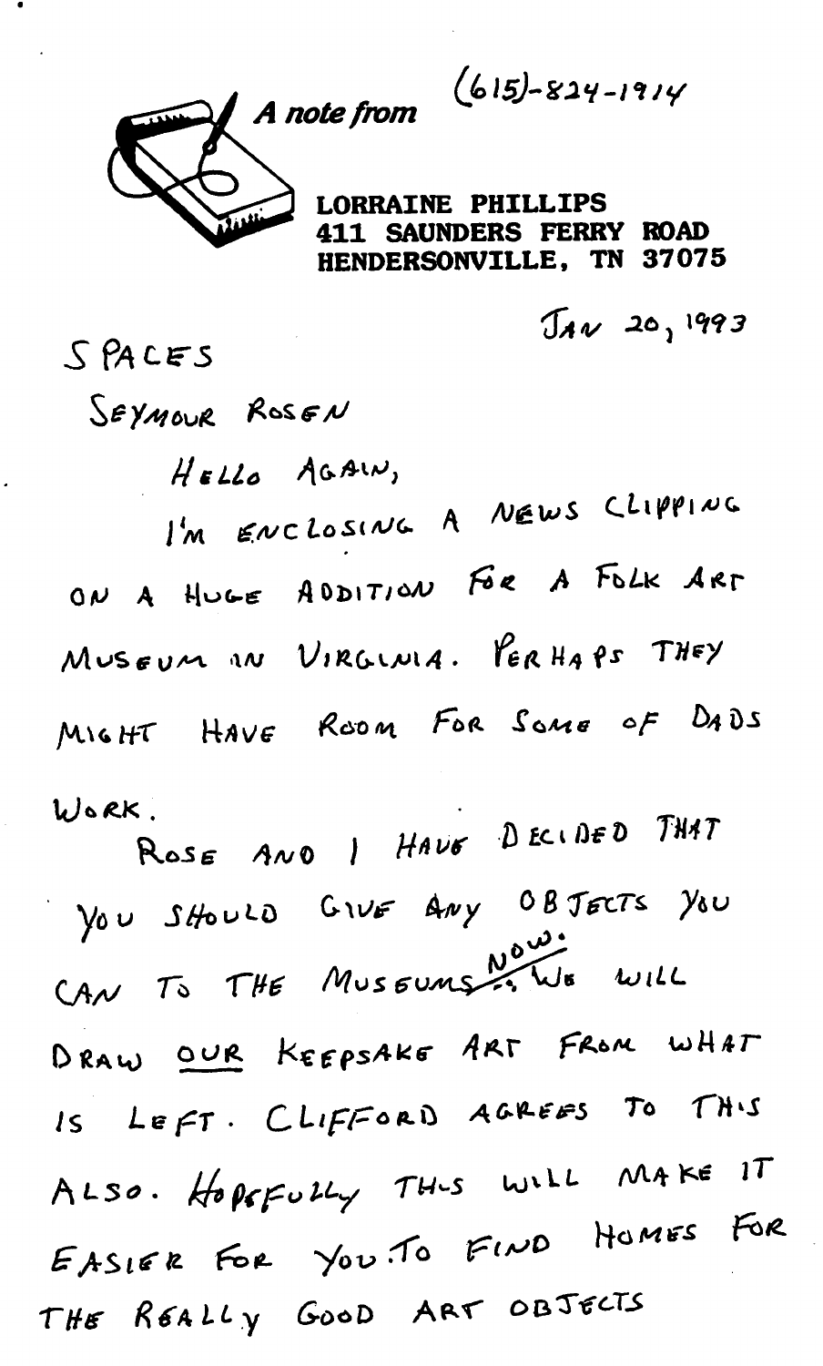*A note from* (615)-824-1914

**LORRAINE PHILLIPS**
**411 SAUNDERS FERRY ROAD**
**HENDERSONVILLE, TN 37075**

JAN 20, 1993

SPACES

SEYMOUR ROSEN

HELLO AGAIN,

I'M ENCLOSING A NEWS CLIPPING ON A HUGE ADDITION FOR A FOLK ART MUSEUM IN VIRGINIA. PERHAPS THEY MIGHT HAVE ROOM FOR SOME OF DADS WORK.

ROSE AND I HAVE DECIDED THAT YOU SHOULD GIVE ANY OBJECTS YOU CAN TO THE MUSEUMS NOW. WE WILL DRAW OUR KEEPSAKE ART FROM WHAT IS LEFT. CLIFFORD AGREES TO THIS ALSO. HOPEFULLY THIS WILL MAKE IT EASIER FOR YOU TO FIND HOMES FOR THE REALLY GOOD ART OBJECTS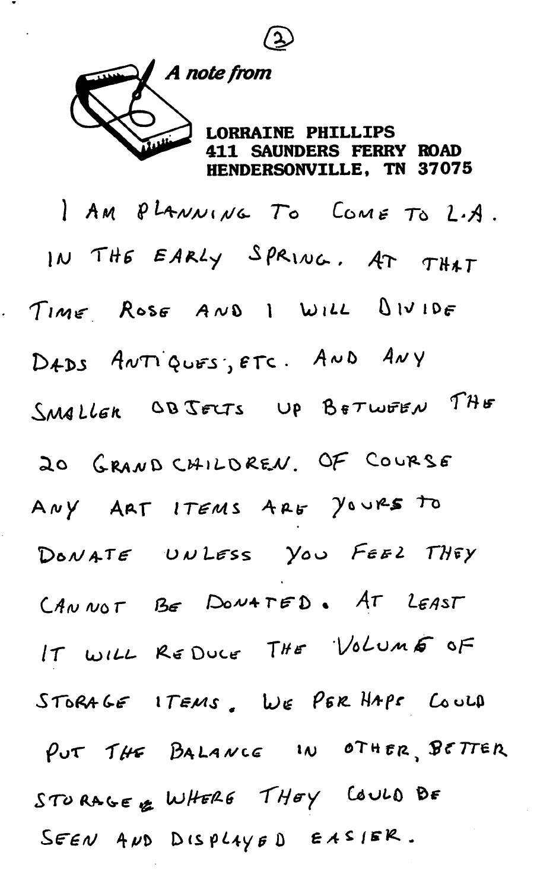*A note from*

**LORRAINE PHILLIPS**
**411 SAUNDERS FERRY ROAD**
**HENDERSONVILLE, TN 37075**

I AM PLANNING TO COME TO L.A. IN THE EARLY SPRING. AT THAT TIME ROSE AND I WILL DIVIDE DADS ANTIQUES, ETC. AND ANY SMALLER OBJECTS UP BETWEEN THE 20 GRANDCHILDREN. OF COURSE ANY ART ITEMS ARE YOURS TO DONATE UNLESS YOU FEEL THEY CANNOT BE DONATED. AT LEAST IT WILL REDUCE THE VOLUME OF STORAGE ITEMS. WE PERHAPS COULD PUT THE BALANCE IN OTHER, BETTER STORAGE WHERE THEY COULD BE SEEN AND DISPLAYED EASIER.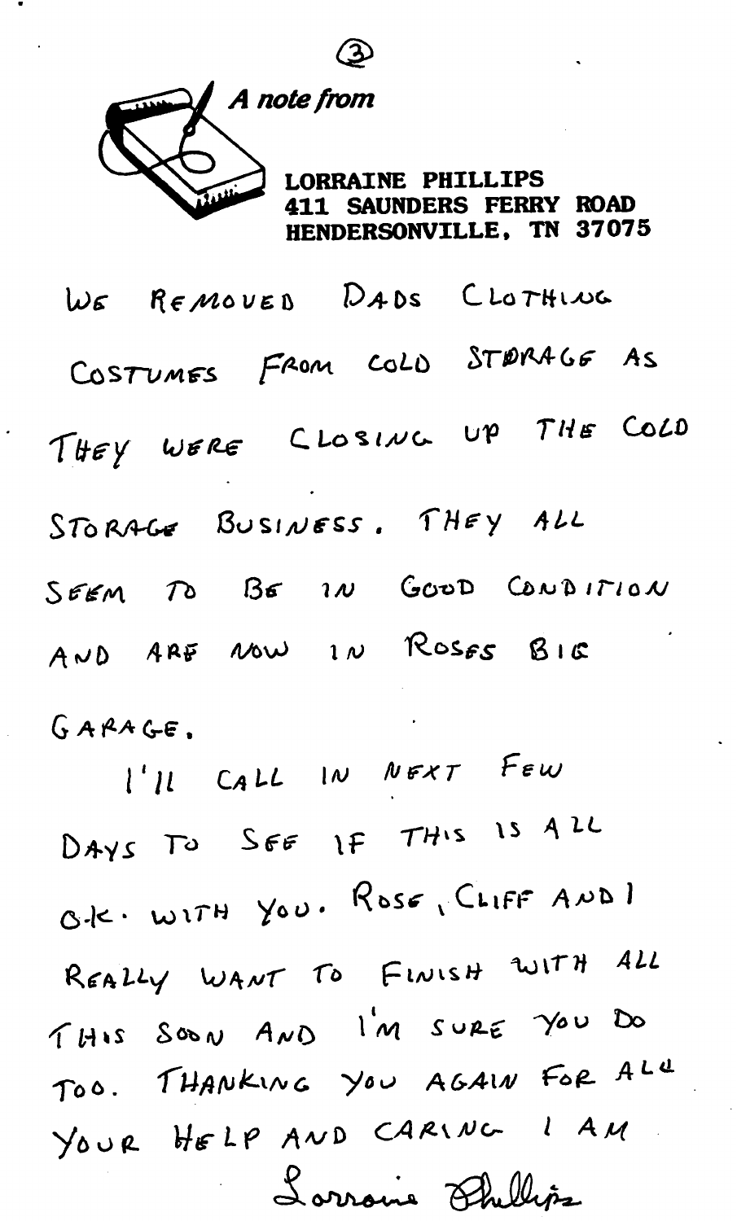*A note from*

**LORRAINE PHILLIPS**
**411 SAUNDERS FERRY ROAD**
**HENDERSONVILLE, TN 37075**

WE REMOVED DADS CLOTHING COSTUMES FROM COLD STORAGE AS THEY WERE CLOSING UP THE COLD STORAGE BUSINESS. THEY ALL SEEM TO BE IN GOOD CONDITION AND ARE NOW IN ROSES BIG GARAGE.

I'LL CALL IN NEXT FEW DAYS TO SEE IF THIS IS ALL O.K. WITH YOU. ROSE, CLIFF AND I REALLY WANT TO FINISH WITH ALL THIS SOON AND I'M SURE YOU DO TOO. THANKING YOU AGAIN FOR ALL YOUR HELP AND CARING I AM

Lorraine Phillips